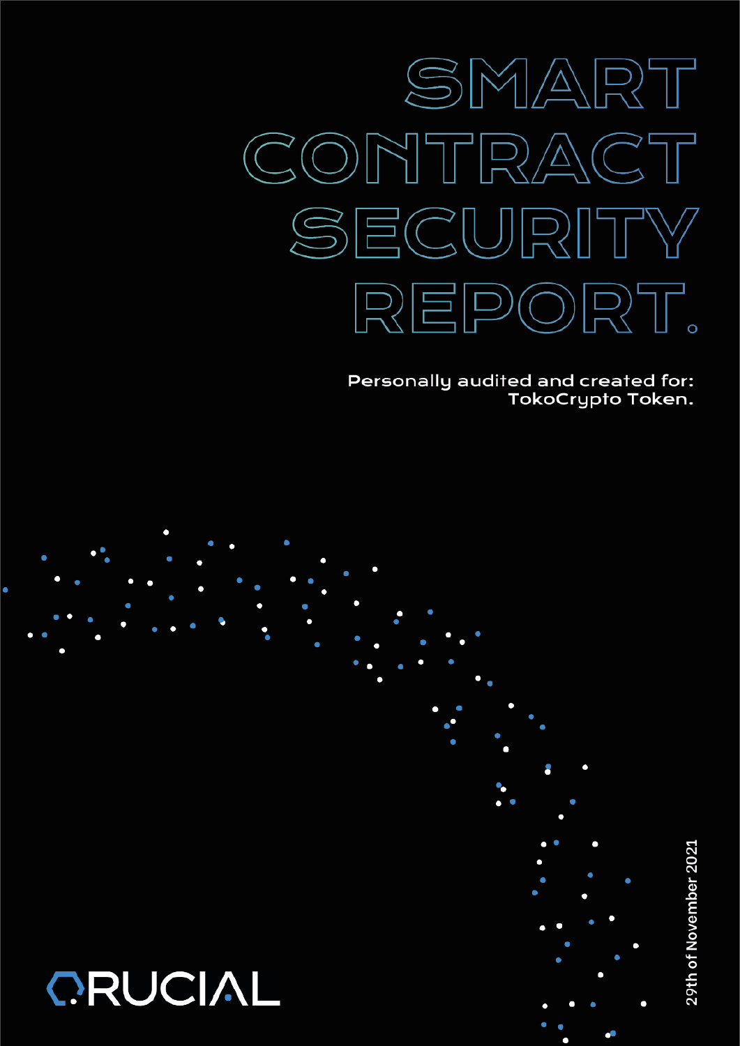# SMART CONTRACT SECURITY REPORT.

Personally audited and created for:
TokoCrypto Token.

29th of November 2021

CRUCIAL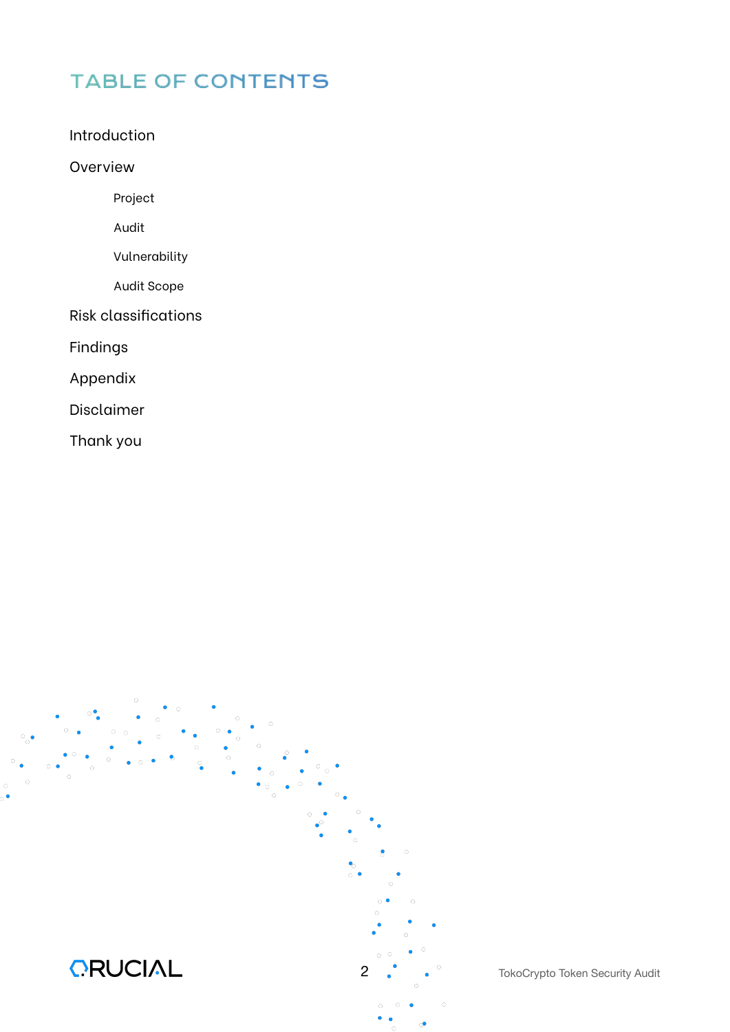# TABLE OF CONTENTS

- Introduction
- Overview
  - Project
  - Audit
  - Vulnerability
  - Audit Scope
- Risk classifications
- Findings
- Appendix
- Disclaimer
- Thank you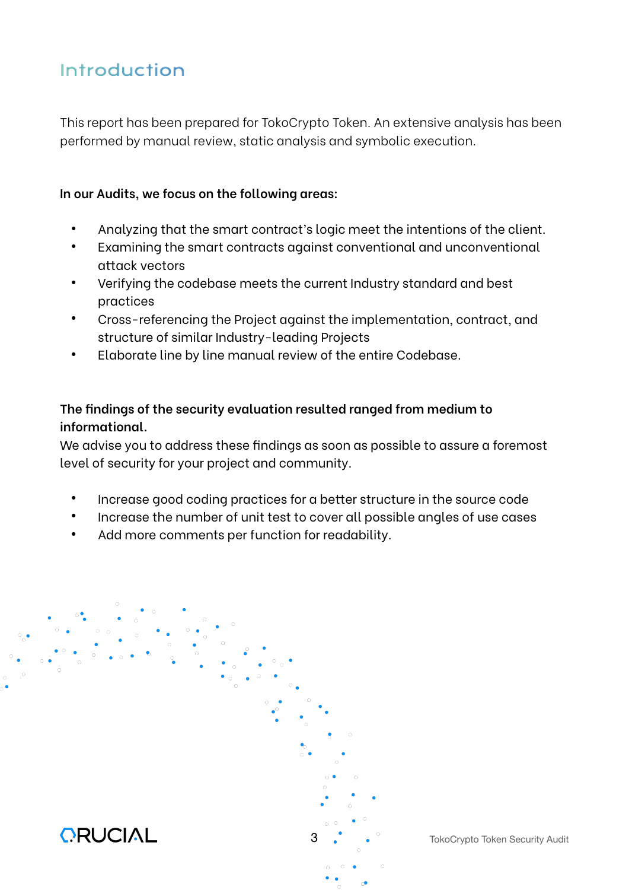# Introduction

This report has been prepared for TokoCrypto Token. An extensive analysis has been performed by manual review, static analysis and symbolic execution.

**In our Audits, we focus on the following areas:**

- Analyzing that the smart contract's logic meet the intentions of the client.
- Examining the smart contracts against conventional and unconventional attack vectors
- Verifying the codebase meets the current Industry standard and best practices
- Cross-referencing the Project against the implementation, contract, and structure of similar Industry-leading Projects
- Elaborate line by line manual review of the entire Codebase.

**The findings of the security evaluation resulted ranged from medium to informational.**

We advise you to address these findings as soon as possible to assure a foremost level of security for your project and community.

- Increase good coding practices for a better structure in the source code
- Increase the number of unit test to cover all possible angles of use cases
- Add more comments per function for readability.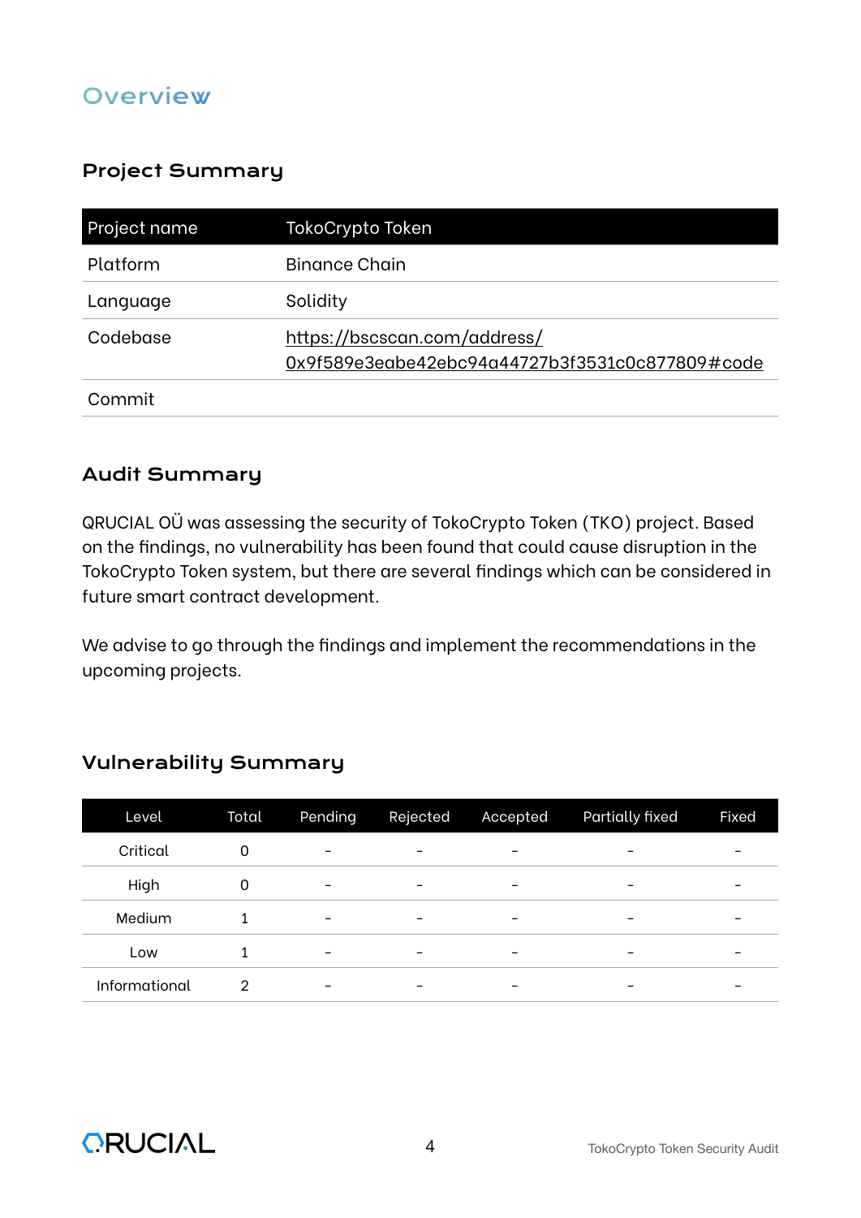# Overview

## Project Summary

| Project name | TokoCrypto Token |
|---|---|
| Platform | Binance Chain |
| Language | Solidity |
| Codebase | https://bscscan.com/address/0x9f589e3eabe42ebc94a44727b3f3531c0c877809#code |
| Commit | |

## Audit Summary

QRUCIAL OÜ was assessing the security of TokoCrypto Token (TKO) project. Based on the findings, no vulnerability has been found that could cause disruption in the TokoCrypto Token system, but there are several findings which can be considered in future smart contract development.

We advise to go through the findings and implement the recommendations in the upcoming projects.

## Vulnerability Summary

| Level | Total | Pending | Rejected | Accepted | Partially fixed | Fixed |
|---|---|---|---|---|---|---|
| Critical | 0 | - | - | - | - | - |
| High | 0 | - | - | - | - | - |
| Medium | 1 | - | - | - | - | - |
| Low | 1 | - | - | - | - | - |
| Informational | 2 | - | - | - | - | - |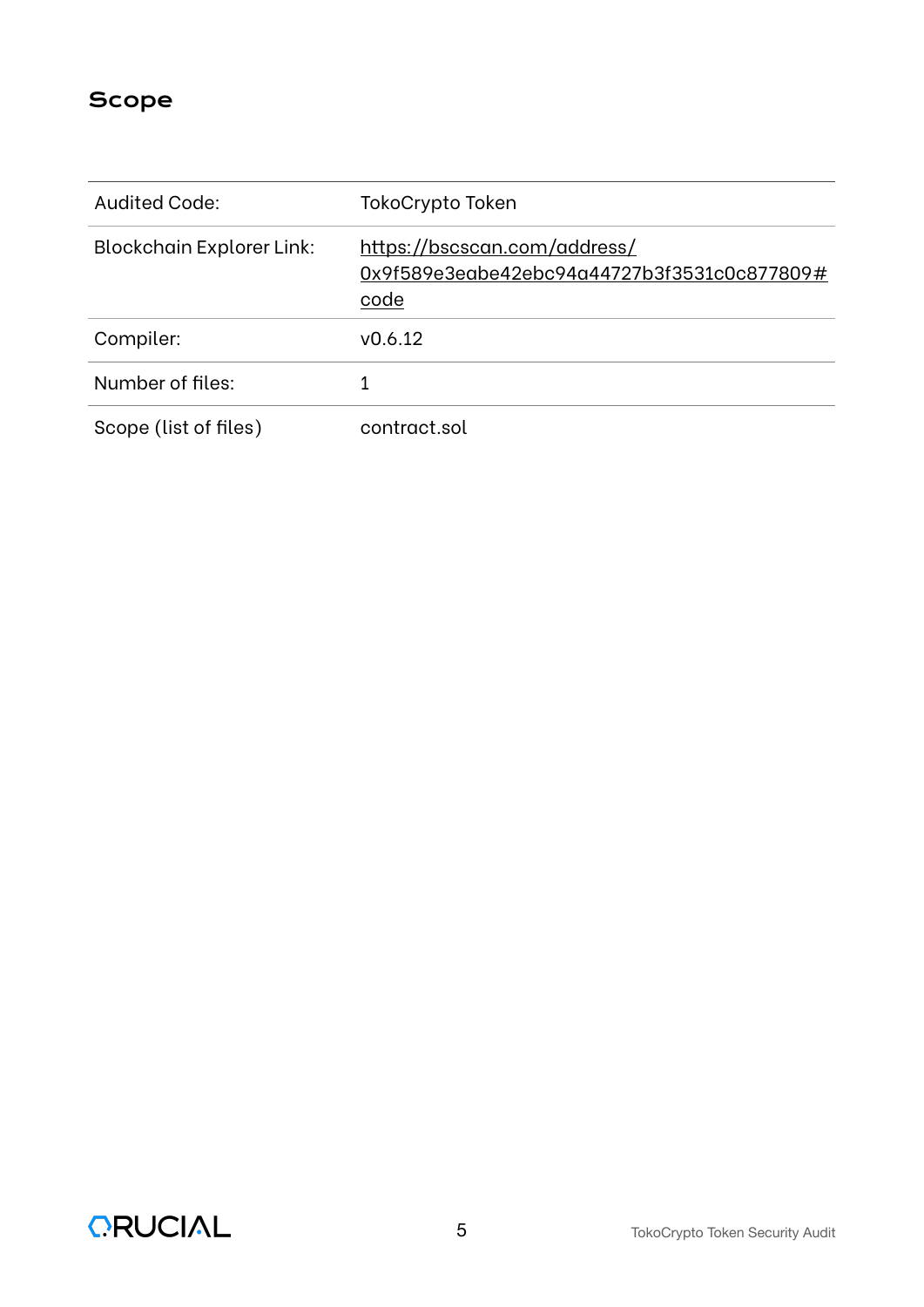## Scope

| | |
|---|---|
| Audited Code: | TokoCrypto Token |
| Blockchain Explorer Link: | [https://bscscan.com/address/0x9f589e3eabe42ebc94a44727b3f3531c0c877809#code](https://bscscan.com/address/0x9f589e3eabe42ebc94a44727b3f3531c0c877809#code) |
| Compiler: | v0.6.12 |
| Number of files: | 1 |
| Scope (list of files) | contract.sol |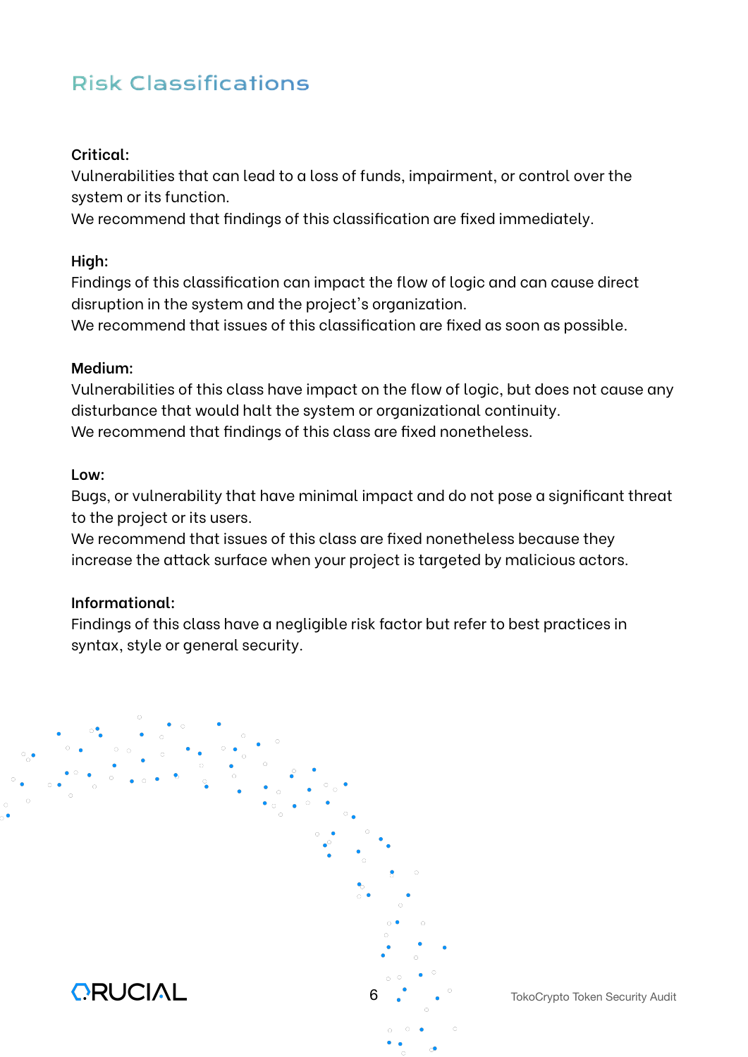## Risk Classifications

**Critical:**
Vulnerabilities that can lead to a loss of funds, impairment, or control over the system or its function.
We recommend that findings of this classification are fixed immediately.

**High:**
Findings of this classification can impact the flow of logic and can cause direct disruption in the system and the project's organization.
We recommend that issues of this classification are fixed as soon as possible.

**Medium:**
Vulnerabilities of this class have impact on the flow of logic, but does not cause any disturbance that would halt the system or organizational continuity.
We recommend that findings of this class are fixed nonetheless.

**Low:**
Bugs, or vulnerability that have minimal impact and do not pose a significant threat to the project or its users.
We recommend that issues of this class are fixed nonetheless because they increase the attack surface when your project is targeted by malicious actors.

**Informational:**
Findings of this class have a negligible risk factor but refer to best practices in syntax, style or general security.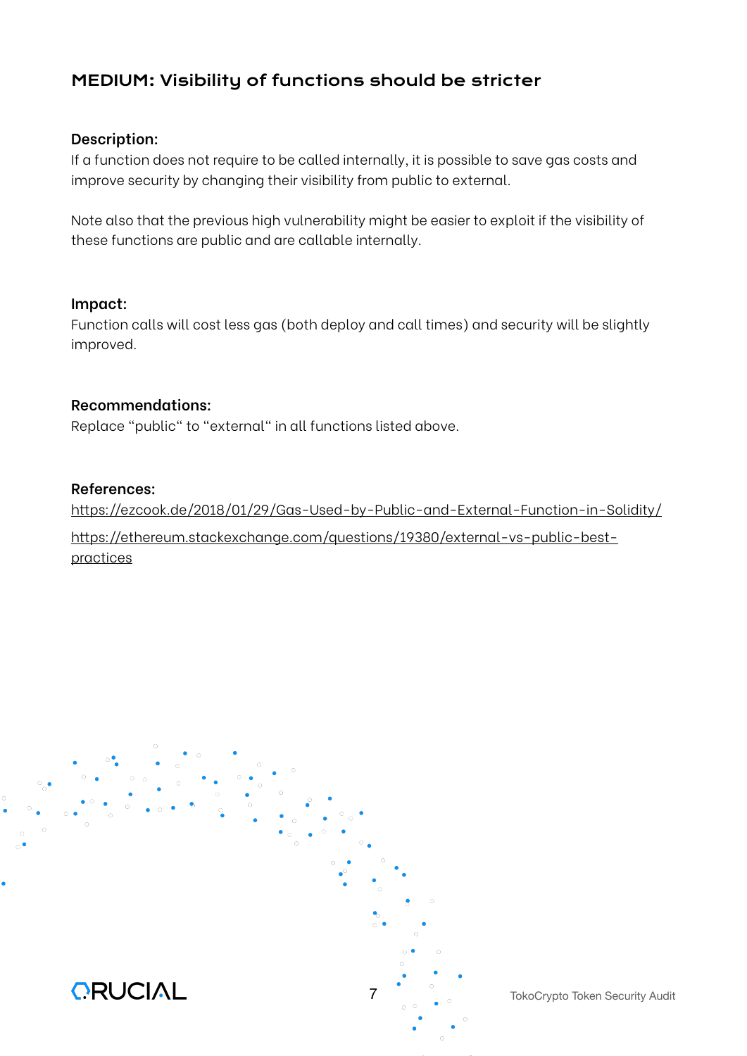## MEDIUM: Visibility of functions should be stricter

**Description:**
If a function does not require to be called internally, it is possible to save gas costs and improve security by changing their visibility from public to external.

Note also that the previous high vulnerability might be easier to exploit if the visibility of these functions are public and are callable internally.

**Impact:**
Function calls will cost less gas (both deploy and call times) and security will be slightly improved.

**Recommendations:**
Replace "public" to "external" in all functions listed above.

**References:**
https://ezcook.de/2018/01/29/Gas-Used-by-Public-and-External-Function-in-Solidity/

https://ethereum.stackexchange.com/questions/19380/external-vs-public-best-practices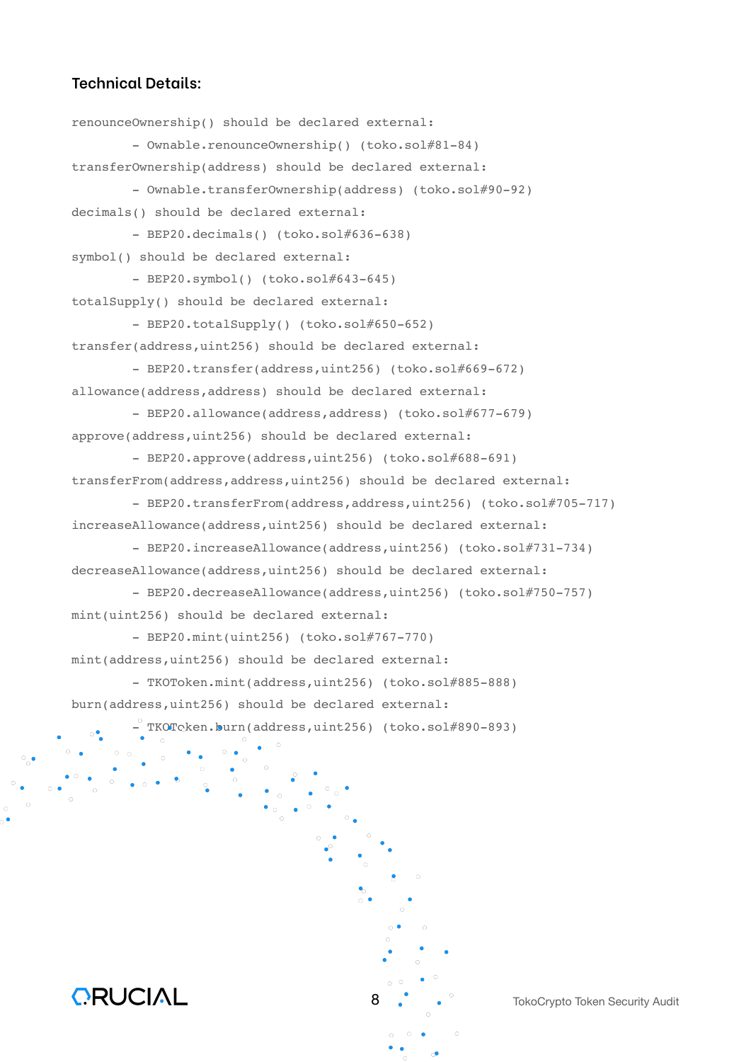### Technical Details:

```
renounceOwnership() should be declared external:
        - Ownable.renounceOwnership() (toko.sol#81-84)
transferOwnership(address) should be declared external:
        - Ownable.transferOwnership(address) (toko.sol#90-92)
decimals() should be declared external:
        - BEP20.decimals() (toko.sol#636-638)
symbol() should be declared external:
        - BEP20.symbol() (toko.sol#643-645)
totalSupply() should be declared external:
        - BEP20.totalSupply() (toko.sol#650-652)
transfer(address,uint256) should be declared external:
        - BEP20.transfer(address,uint256) (toko.sol#669-672)
allowance(address,address) should be declared external:
        - BEP20.allowance(address,address) (toko.sol#677-679)
approve(address,uint256) should be declared external:
        - BEP20.approve(address,uint256) (toko.sol#688-691)
transferFrom(address,address,uint256) should be declared external:
        - BEP20.transferFrom(address,address,uint256) (toko.sol#705-717)
increaseAllowance(address,uint256) should be declared external:
        - BEP20.increaseAllowance(address,uint256) (toko.sol#731-734)
decreaseAllowance(address,uint256) should be declared external:
        - BEP20.decreaseAllowance(address,uint256) (toko.sol#750-757)
mint(uint256) should be declared external:
        - BEP20.mint(uint256) (toko.sol#767-770)
mint(address,uint256) should be declared external:
        - TKOToken.mint(address,uint256) (toko.sol#885-888)
burn(address,uint256) should be declared external:
        - TKOToken.burn(address,uint256) (toko.sol#890-893)
```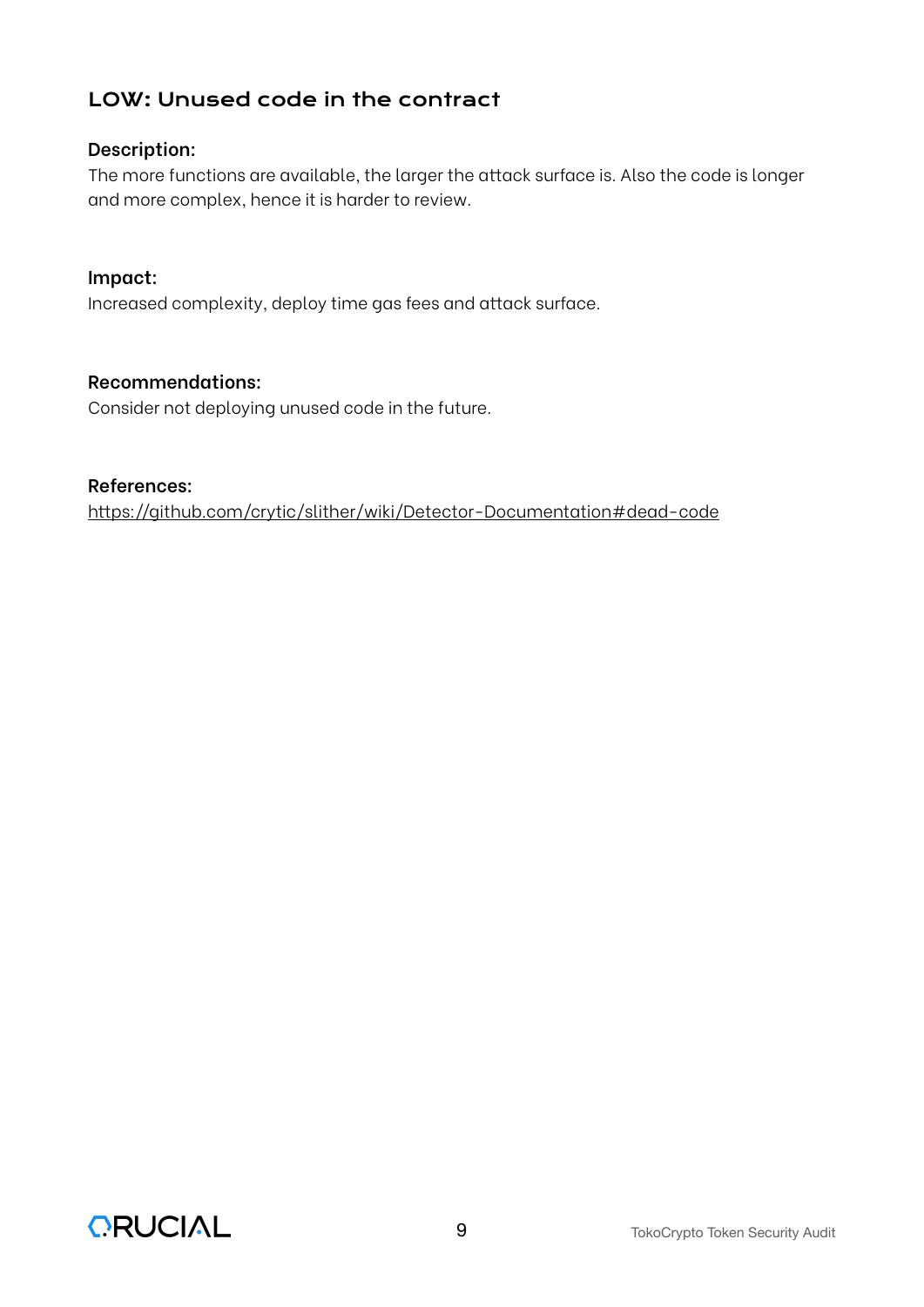## LOW: Unused code in the contract

**Description:**
The more functions are available, the larger the attack surface is. Also the code is longer and more complex, hence it is harder to review.

**Impact:**
Increased complexity, deploy time gas fees and attack surface.

**Recommendations:**
Consider not deploying unused code in the future.

**References:**
https://github.com/crytic/slither/wiki/Detector-Documentation#dead-code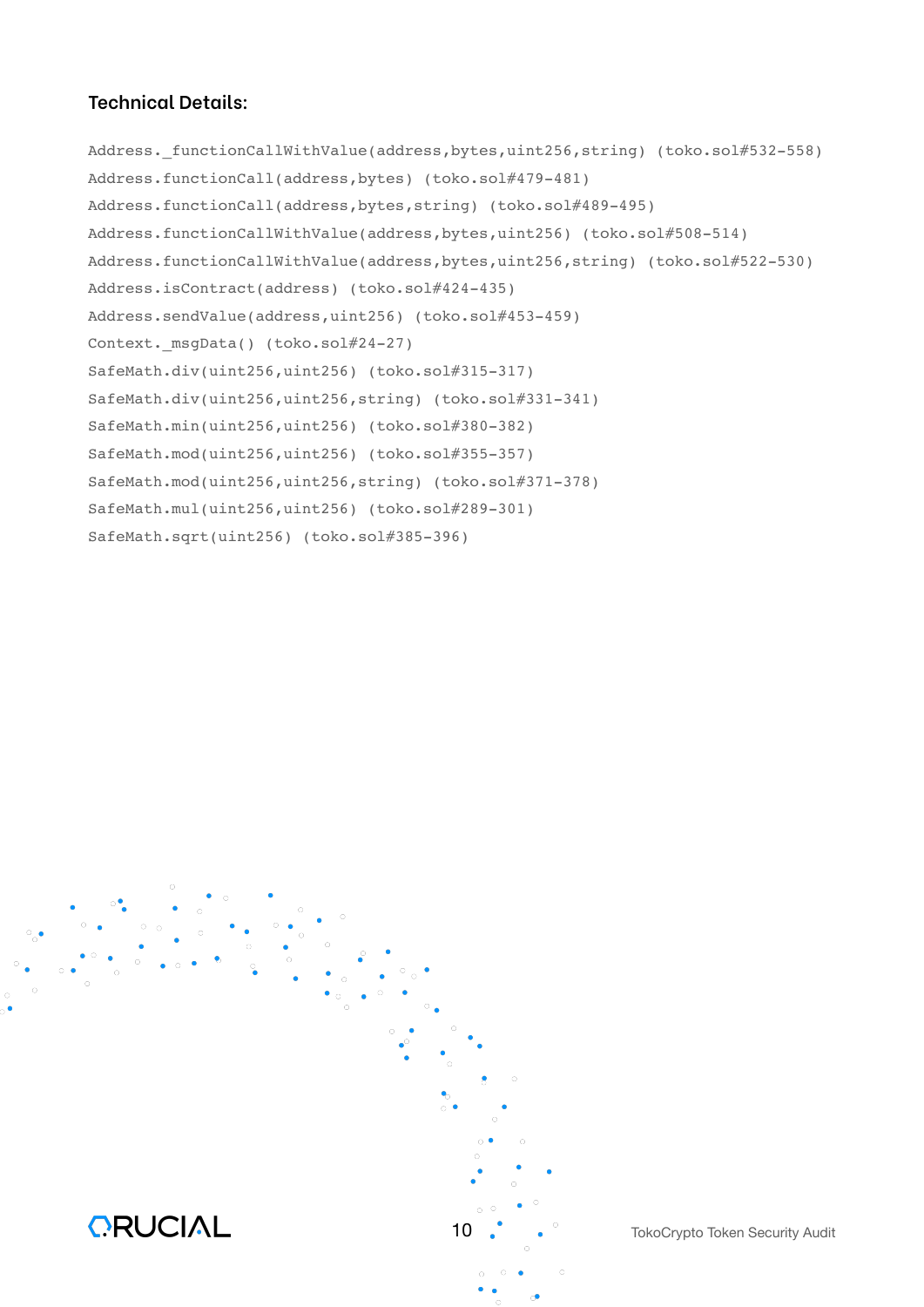**Technical Details:**

```
Address._functionCallWithValue(address,bytes,uint256,string) (toko.sol#532-558)
Address.functionCall(address,bytes) (toko.sol#479-481)
Address.functionCall(address,bytes,string) (toko.sol#489-495)
Address.functionCallWithValue(address,bytes,uint256) (toko.sol#508-514)
Address.functionCallWithValue(address,bytes,uint256,string) (toko.sol#522-530)
Address.isContract(address) (toko.sol#424-435)
Address.sendValue(address,uint256) (toko.sol#453-459)
Context._msgData() (toko.sol#24-27)
SafeMath.div(uint256,uint256) (toko.sol#315-317)
SafeMath.div(uint256,uint256,string) (toko.sol#331-341)
SafeMath.min(uint256,uint256) (toko.sol#380-382)
SafeMath.mod(uint256,uint256) (toko.sol#355-357)
SafeMath.mod(uint256,uint256,string) (toko.sol#371-378)
SafeMath.mul(uint256,uint256) (toko.sol#289-301)
SafeMath.sqrt(uint256) (toko.sol#385-396)
```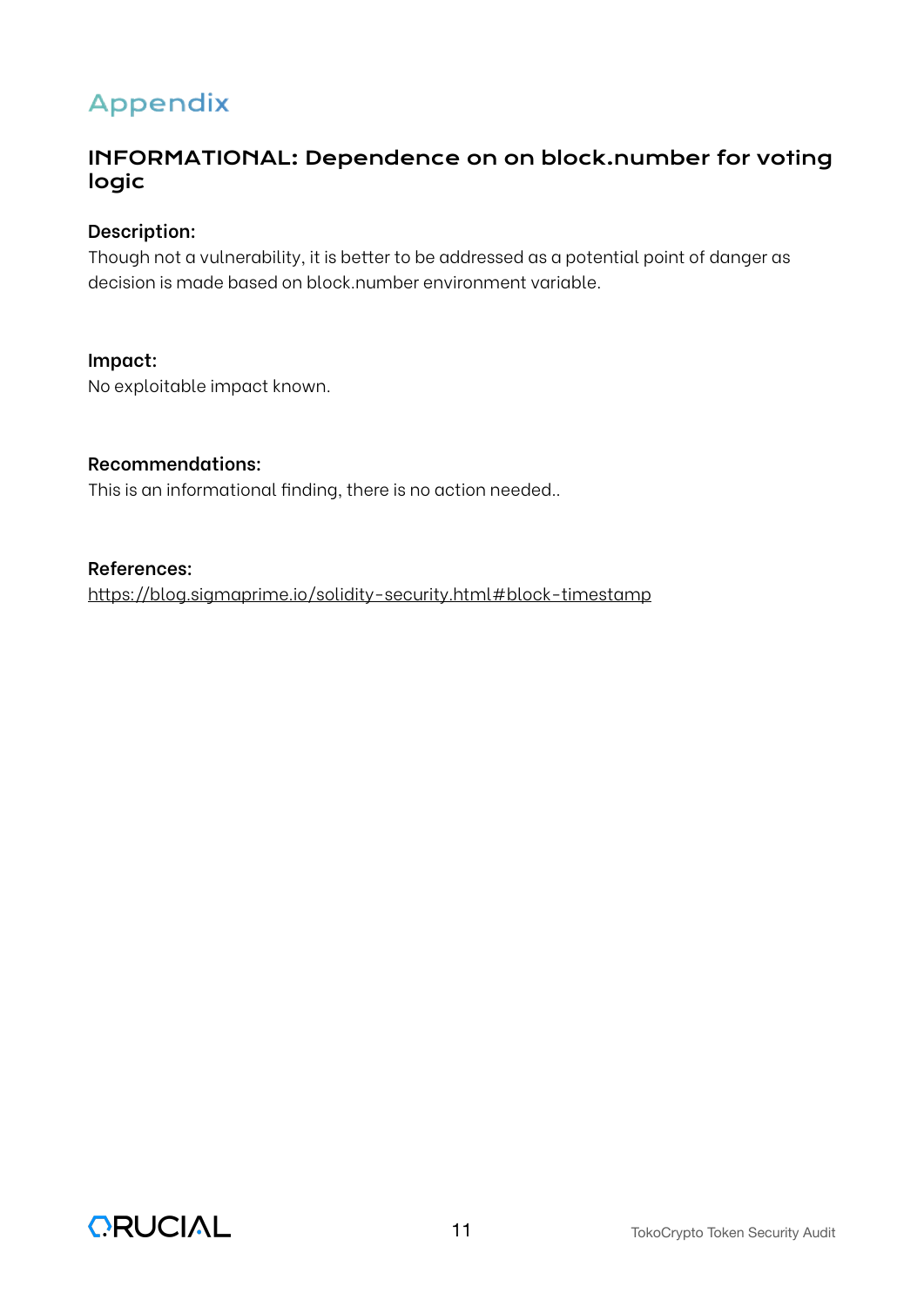# Appendix

## INFORMATIONAL: Dependence on on block.number for voting logic

**Description:**

Though not a vulnerability, it is better to be addressed as a potential point of danger as decision is made based on block.number environment variable.

**Impact:**

No exploitable impact known.

**Recommendations:**

This is an informational finding, there is no action needed..

**References:**

https://blog.sigmaprime.io/solidity-security.html#block-timestamp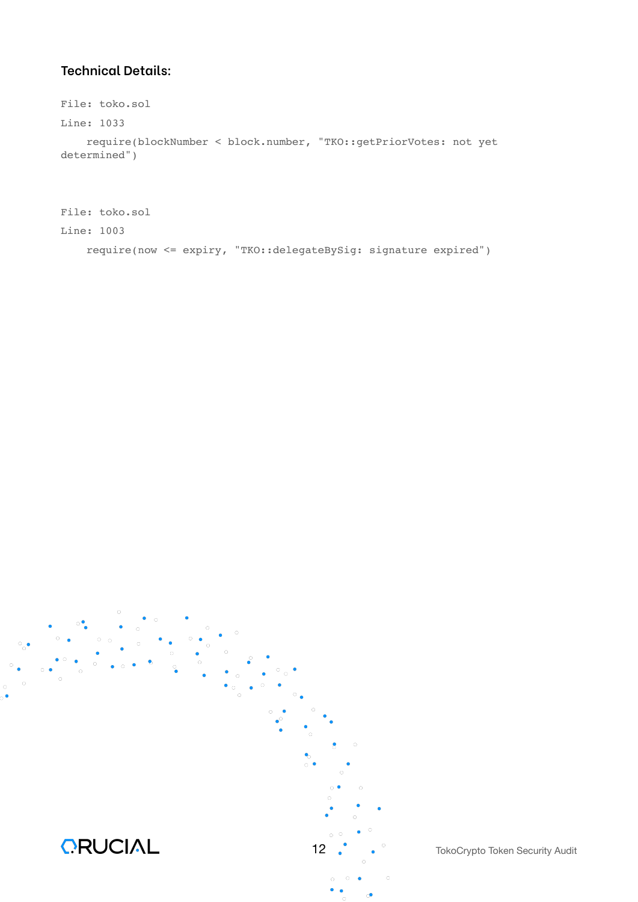### Technical Details:

```
File: toko.sol
Line: 1033
    require(blockNumber < block.number, "TKO::getPriorVotes: not yet
determined")
```

```
File: toko.sol
Line: 1003
    require(now <= expiry, "TKO::delegateBySig: signature expired")
```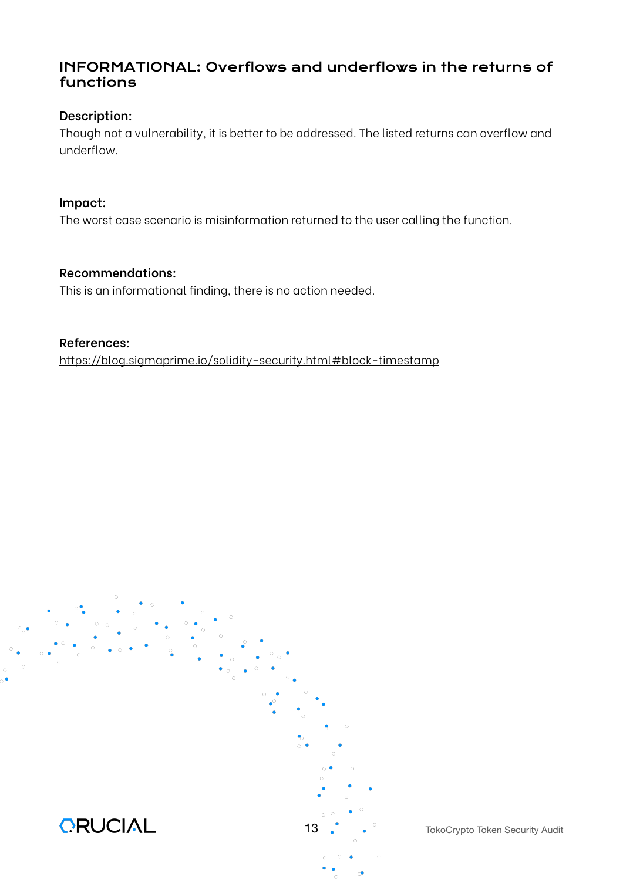## INFORMATIONAL: Overflows and underflows in the returns of functions

**Description:**

Though not a vulnerability, it is better to be addressed. The listed returns can overflow and underflow.

**Impact:**

The worst case scenario is misinformation returned to the user calling the function.

**Recommendations:**

This is an informational finding, there is no action needed.

**References:**

https://blog.sigmaprime.io/solidity-security.html#block-timestamp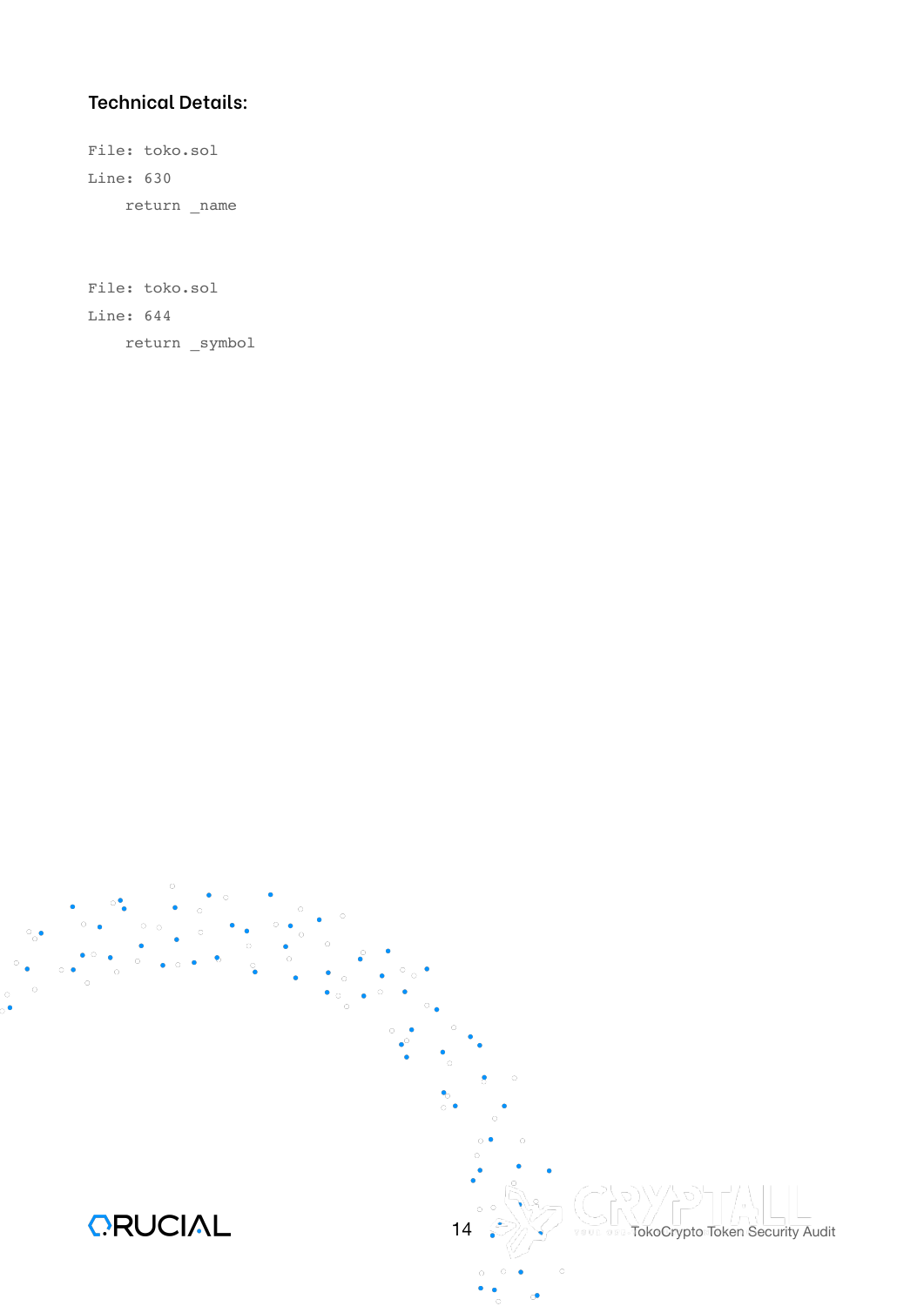**Technical Details:**

```
File: toko.sol
Line: 630
    return _name
```

```
File: toko.sol
Line: 644
    return _symbol
```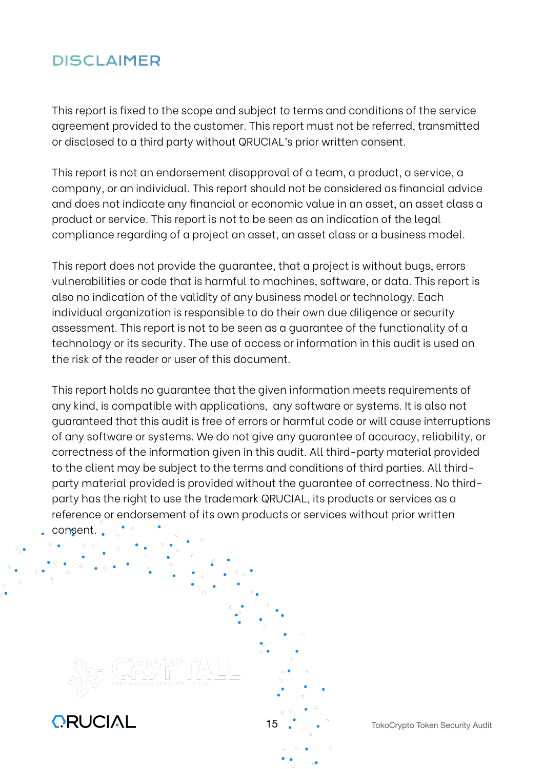# DISCLAIMER

This report is fixed to the scope and subject to terms and conditions of the service agreement provided to the customer. This report must not be referred, transmitted or disclosed to a third party without QRUCIAL's prior written consent.

This report is not an endorsement disapproval of a team, a product, a service, a company, or an individual. This report should not be considered as financial advice and does not indicate any financial or economic value in an asset, an asset class a product or service. This report is not to be seen as an indication of the legal compliance regarding of a project an asset, an asset class or a business model.

This report does not provide the guarantee, that a project is without bugs, errors vulnerabilities or code that is harmful to machines, software, or data. This report is also no indication of the validity of any business model or technology. Each individual organization is responsible to do their own due diligence or security assessment. This report is not to be seen as a guarantee of the functionality of a technology or its security. The use of access or information in this audit is used on the risk of the reader or user of this document.

This report holds no guarantee that the given information meets requirements of any kind, is compatible with applications, any software or systems. It is also not guaranteed that this audit is free of errors or harmful code or will cause interruptions of any software or systems. We do not give any guarantee of accuracy, reliability, or correctness of the information given in this audit. All third-party material provided to the client may be subject to the terms and conditions of third parties. All third-party material provided is provided without the guarantee of correctness. No third-party has the right to use the trademark QRUCIAL, its products or services as a reference or endorsement of its own products or services without prior written consent.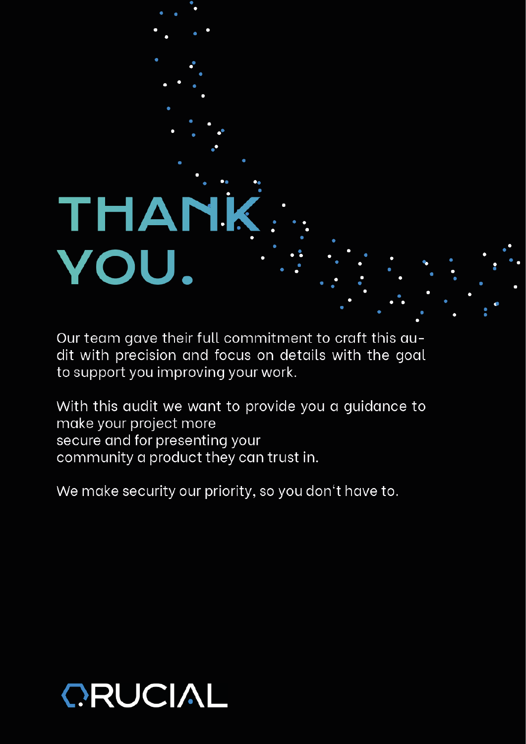# THANK YOU.

Our team gave their full commitment to craft this audit with precision and focus on details with the goal to support you improving your work.

With this audit we want to provide you a guidance to make your project more secure and for presenting your community a product they can trust in.

We make security our priority, so you don't have to.

CRUCIAL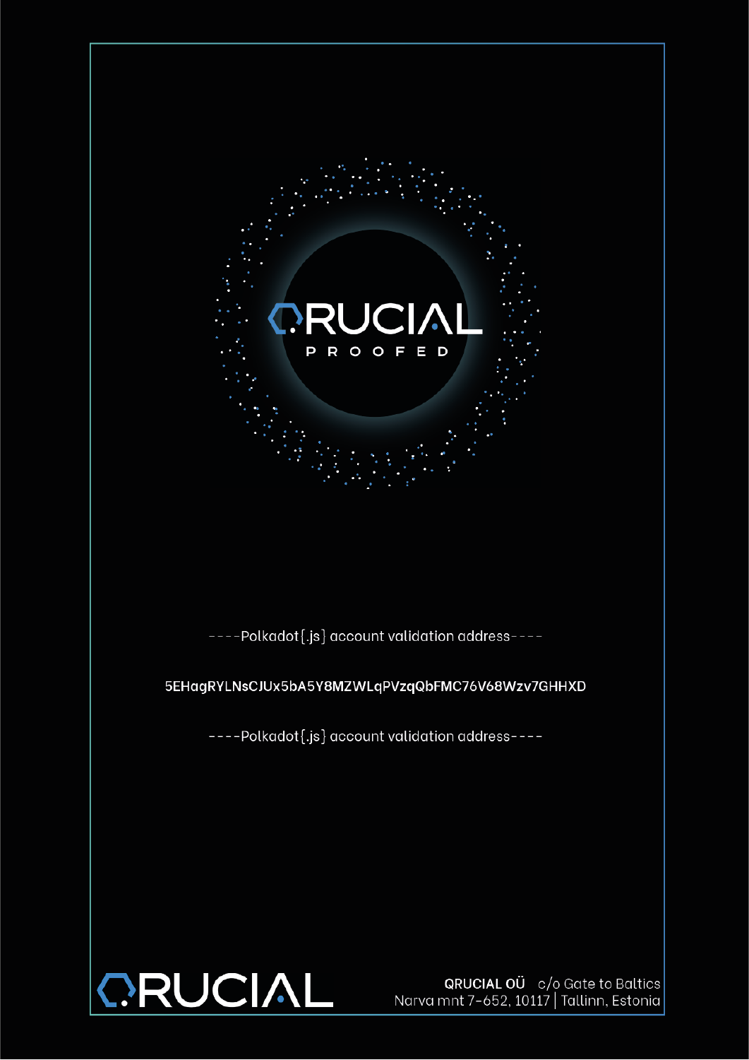QRUCIAL

PROOFED

----Polkadot{.js} account validation address----

5EHagRYLNsCJUx5bA5Y8MZWLqPVzqQbFMC76V68Wzv7GHHXD

----Polkadot{.js} account validation address----

QRUCIAL

**QRUCIAL OÜ** c/o Gate to Baltics
Narva mnt 7-652, 10117 | Tallinn, Estonia